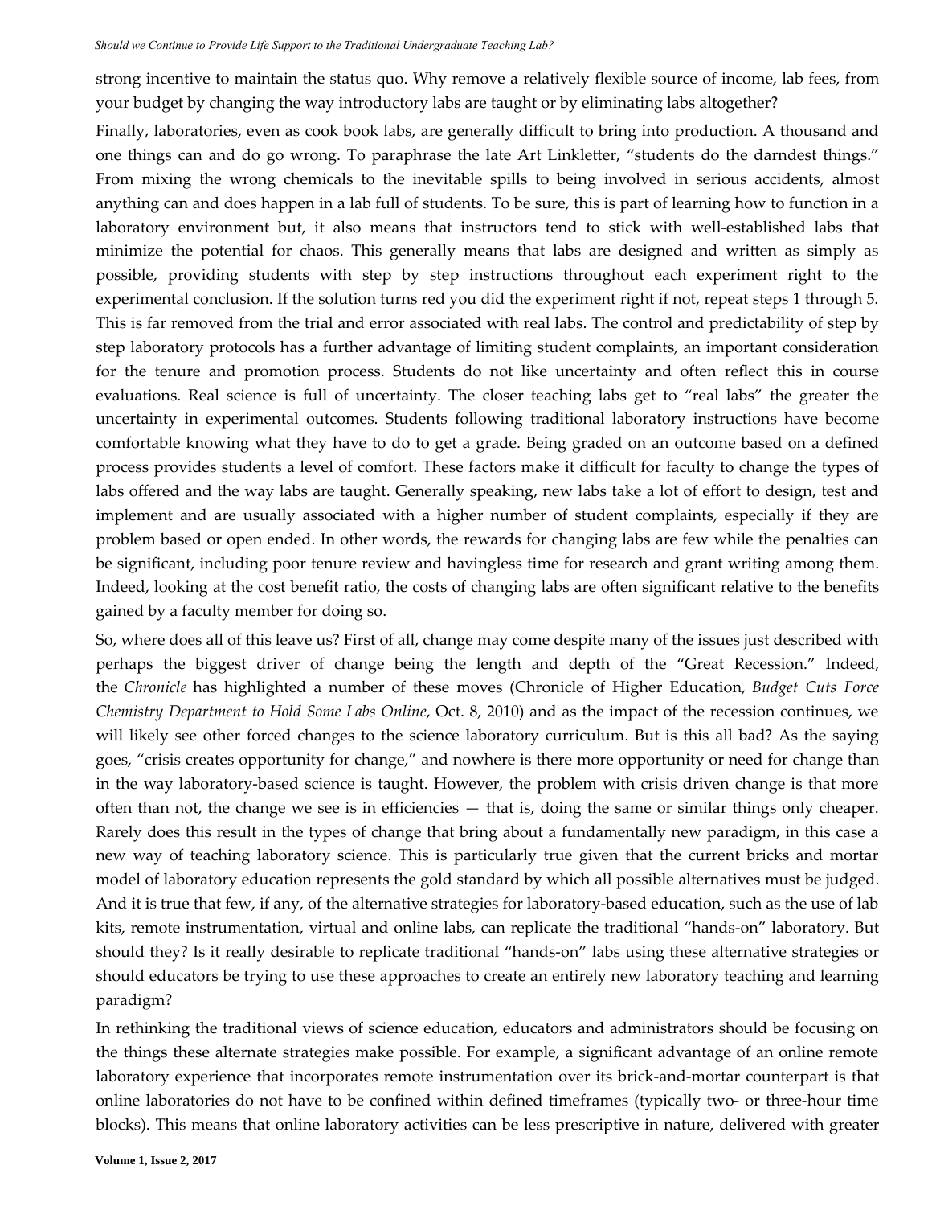strong incentive to maintain the status quo. Why remove a relatively flexible source of income, lab fees, from your budget by changing the way introductory labs are taught or by eliminating labs altogether?

Finally, laboratories, even as cook book labs, are generally difficult to bring into production. A thousand and one things can and do go wrong. To paraphrase the late Art Linkletter, "students do the darndest things." From mixing the wrong chemicals to the inevitable spills to being involved in serious accidents, almost anything can and does happen in a lab full of students. To be sure, this is part of learning how to function in a laboratory environment but, it also means that instructors tend to stick with well-established labs that minimize the potential for chaos. This generally means that labs are designed and written as simply as possible, providing students with step by step instructions throughout each experiment right to the experimental conclusion. If the solution turns red you did the experiment right if not, repeat steps 1 through 5. This is far removed from the trial and error associated with real labs. The control and predictability of step by step laboratory protocols has a further advantage of limiting student complaints, an important consideration for the tenure and promotion process. Students do not like uncertainty and often reflect this in course evaluations. Real science is full of uncertainty. The closer teaching labs get to "real labs" the greater the uncertainty in experimental outcomes. Students following traditional laboratory instructions have become comfortable knowing what they have to do to get a grade. Being graded on an outcome based on a defined process provides students a level of comfort. These factors make it difficult for faculty to change the types of labs offered and the way labs are taught. Generally speaking, new labs take a lot of effort to design, test and implement and are usually associated with a higher number of student complaints, especially if they are problem based or open ended. In other words, the rewards for changing labs are few while the penalties can be significant, including poor tenure review and havingless time for research and grant writing among them. Indeed, looking at the cost benefit ratio, the costs of changing labs are often significant relative to the benefits gained by a faculty member for doing so.

So, where does all of this leave us? First of all, change may come despite many of the issues just described with perhaps the biggest driver of change being the length and depth of the "Great Recession." Indeed, the *Chronicle* has highlighted a number of these moves (Chronicle of Higher Education, *Budget Cuts Force Chemistry Department to Hold Some Labs Online*, Oct. 8, 2010) and as the impact of the recession continues, we will likely see other forced changes to the science laboratory curriculum. But is this all bad? As the saying goes, "crisis creates opportunity for change," and nowhere is there more opportunity or need for change than in the way laboratory-based science is taught. However, the problem with crisis driven change is that more often than not, the change we see is in efficiencies — that is, doing the same or similar things only cheaper. Rarely does this result in the types of change that bring about a fundamentally new paradigm, in this case a new way of teaching laboratory science. This is particularly true given that the current bricks and mortar model of laboratory education represents the gold standard by which all possible alternatives must be judged. And it is true that few, if any, of the alternative strategies for laboratory-based education, such as the use of lab kits, remote instrumentation, virtual and online labs, can replicate the traditional "hands-on" laboratory. But should they? Is it really desirable to replicate traditional "hands-on" labs using these alternative strategies or should educators be trying to use these approaches to create an entirely new laboratory teaching and learning paradigm?

In rethinking the traditional views of science education, educators and administrators should be focusing on the things these alternate strategies make possible. For example, a significant advantage of an online remote laboratory experience that incorporates remote instrumentation over its brick-and-mortar counterpart is that online laboratories do not have to be confined within defined timeframes (typically two- or three-hour time blocks). This means that online laboratory activities can be less prescriptive in nature, delivered with greater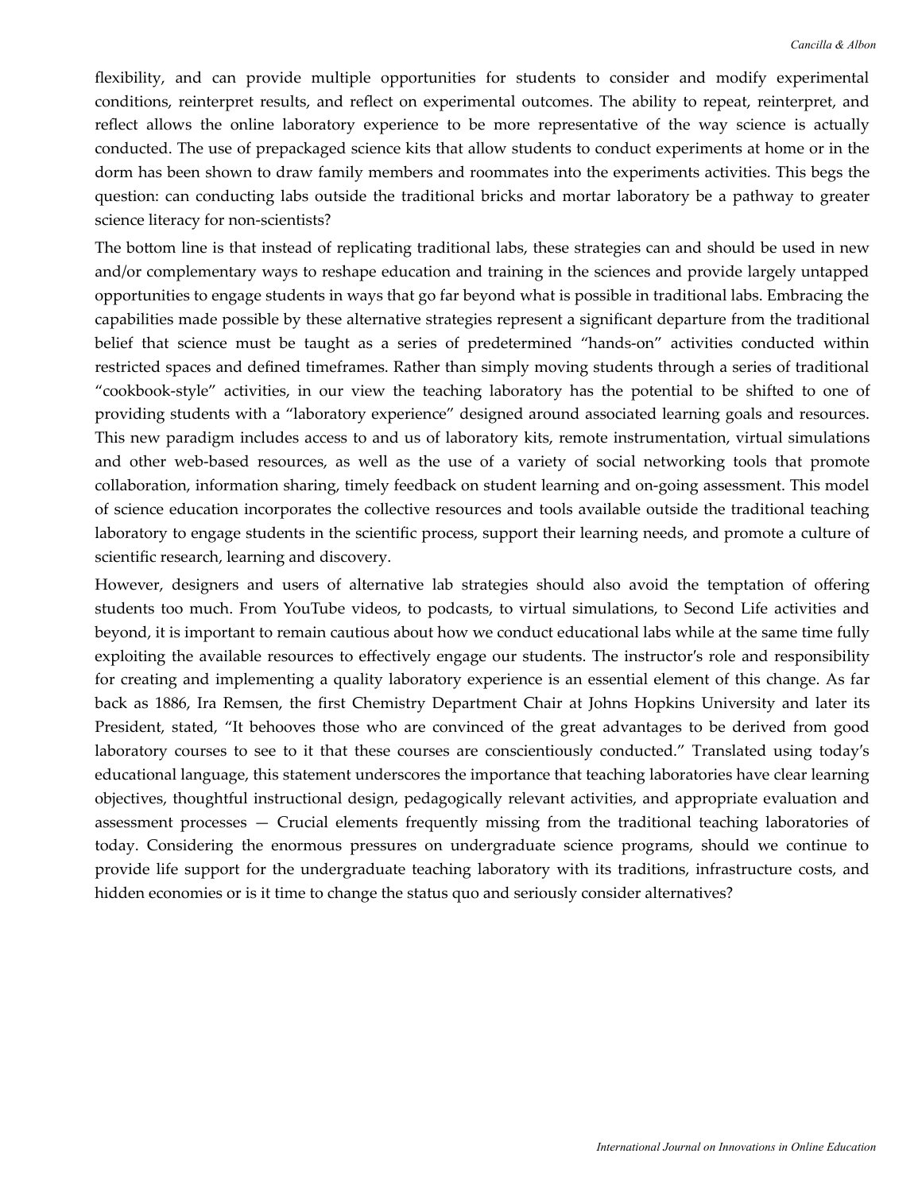flexibility, and can provide multiple opportunities for students to consider and modify experimental conditions, reinterpret results, and reflect on experimental outcomes. The ability to repeat, reinterpret, and reflect allows the online laboratory experience to be more representative of the way science is actually conducted. The use of prepackaged science kits that allow students to conduct experiments at home or in the dorm has been shown to draw family members and roommates into the experiments activities. This begs the question: can conducting labs outside the traditional bricks and mortar laboratory be a pathway to greater science literacy for non-scientists?

The bottom line is that instead of replicating traditional labs, these strategies can and should be used in new and/or complementary ways to reshape education and training in the sciences and provide largely untapped opportunities to engage students in ways that go far beyond what is possible in traditional labs. Embracing the capabilities made possible by these alternative strategies represent a significant departure from the traditional belief that science must be taught as a series of predetermined "hands-on" activities conducted within restricted spaces and defined timeframes. Rather than simply moving students through a series of traditional "cookbook-style" activities, in our view the teaching laboratory has the potential to be shifted to one of providing students with a "laboratory experience" designed around associated learning goals and resources. This new paradigm includes access to and us of laboratory kits, remote instrumentation, virtual simulations and other web-based resources, as well as the use of a variety of social networking tools that promote collaboration, information sharing, timely feedback on student learning and on-going assessment. This model of science education incorporates the collective resources and tools available outside the traditional teaching laboratory to engage students in the scientific process, support their learning needs, and promote a culture of scientific research, learning and discovery.

However, designers and users of alternative lab strategies should also avoid the temptation of offering students too much. From YouTube videos, to podcasts, to virtual simulations, to Second Life activities and beyond, it is important to remain cautious about how we conduct educational labs while at the same time fully exploiting the available resources to effectively engage our students. The instructor's role and responsibility for creating and implementing a quality laboratory experience is an essential element of this change. As far back as 1886, Ira Remsen, the first Chemistry Department Chair at Johns Hopkins University and later its President, stated, "It behooves those who are convinced of the great advantages to be derived from good laboratory courses to see to it that these courses are conscientiously conducted." Translated using today's educational language, this statement underscores the importance that teaching laboratories have clear learning objectives, thoughtful instructional design, pedagogically relevant activities, and appropriate evaluation and assessment processes — Crucial elements frequently missing from the traditional teaching laboratories of today. Considering the enormous pressures on undergraduate science programs, should we continue to provide life support for the undergraduate teaching laboratory with its traditions, infrastructure costs, and hidden economies or is it time to change the status quo and seriously consider alternatives?